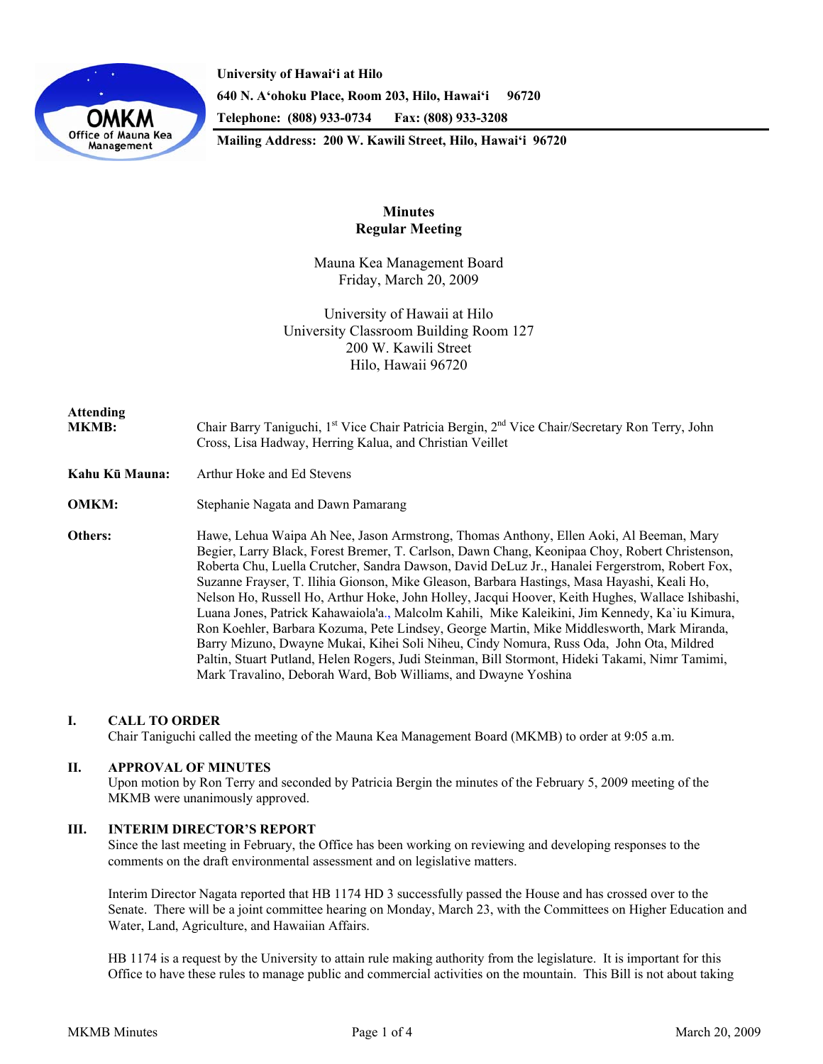**University of Hawai'i at Hilo**
**640 N. A'ohoku Place, Room 203, Hilo, Hawai'i 96720**
**Telephone: (808) 933-0734 Fax: (808) 933-3208**
**Mailing Address: 200 W. Kawili Street, Hilo, Hawai'i 96720**

# Minutes
## Regular Meeting

Mauna Kea Management Board
Friday, March 20, 2009

University of Hawaii at Hilo
University Classroom Building Room 127
200 W. Kawili Street
Hilo, Hawaii 96720

**Attending**

**MKMB:** Chair Barry Taniguchi, 1st Vice Chair Patricia Bergin, 2nd Vice Chair/Secretary Ron Terry, John Cross, Lisa Hadway, Herring Kalua, and Christian Veillet

**Kahu Kū Mauna:** Arthur Hoke and Ed Stevens

**OMKM:** Stephanie Nagata and Dawn Pamarang

**Others:** Hawe, Lehua Waipa Ah Nee, Jason Armstrong, Thomas Anthony, Ellen Aoki, Al Beeman, Mary Begier, Larry Black, Forest Bremer, T. Carlson, Dawn Chang, Keonipaa Choy, Robert Christenson, Roberta Chu, Luella Crutcher, Sandra Dawson, David DeLuz Jr., Hanalei Fergerstrom, Robert Fox, Suzanne Frayser, T. Ilihia Gionson, Mike Gleason, Barbara Hastings, Masa Hayashi, Keali Ho, Nelson Ho, Russell Ho, Arthur Hoke, John Holley, Jacqui Hoover, Keith Hughes, Wallace Ishibashi, Luana Jones, Patrick Kahawaiola'a., Malcolm Kahili, Mike Kaleikini, Jim Kennedy, Ka`iu Kimura, Ron Koehler, Barbara Kozuma, Pete Lindsey, George Martin, Mike Middlesworth, Mark Miranda, Barry Mizuno, Dwayne Mukai, Kihei Soli Niheu, Cindy Nomura, Russ Oda, John Ota, Mildred Paltin, Stuart Putland, Helen Rogers, Judi Steinman, Bill Stormont, Hideki Takami, Nimr Tamimi, Mark Travalino, Deborah Ward, Bob Williams, and Dwayne Yoshina

### I. CALL TO ORDER

Chair Taniguchi called the meeting of the Mauna Kea Management Board (MKMB) to order at 9:05 a.m.

### II. APPROVAL OF MINUTES

Upon motion by Ron Terry and seconded by Patricia Bergin the minutes of the February 5, 2009 meeting of the MKMB were unanimously approved.

### III. INTERIM DIRECTOR'S REPORT

Since the last meeting in February, the Office has been working on reviewing and developing responses to the comments on the draft environmental assessment and on legislative matters.

Interim Director Nagata reported that HB 1174 HD 3 successfully passed the House and has crossed over to the Senate. There will be a joint committee hearing on Monday, March 23, with the Committees on Higher Education and Water, Land, Agriculture, and Hawaiian Affairs.

HB 1174 is a request by the University to attain rule making authority from the legislature. It is important for this Office to have these rules to manage public and commercial activities on the mountain. This Bill is not about taking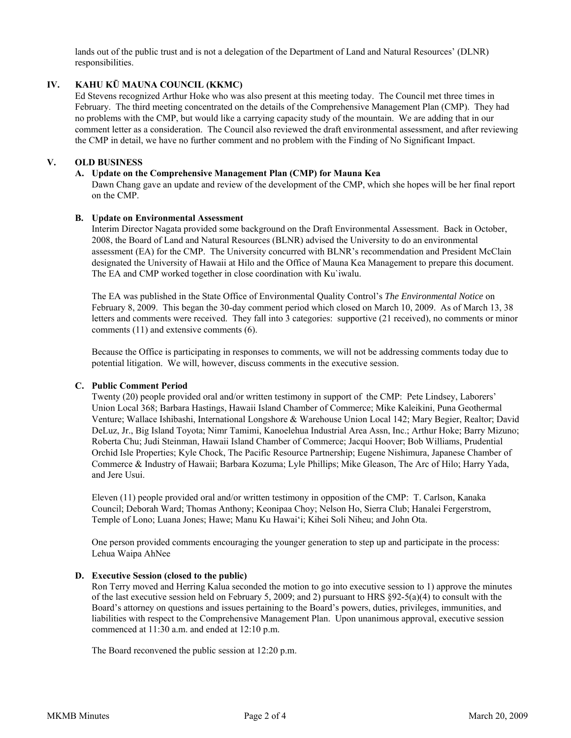lands out of the public trust and is not a delegation of the Department of Land and Natural Resources' (DLNR) responsibilities.

## IV. KAHU KŪ MAUNA COUNCIL (KKMC)

Ed Stevens recognized Arthur Hoke who was also present at this meeting today. The Council met three times in February. The third meeting concentrated on the details of the Comprehensive Management Plan (CMP). They had no problems with the CMP, but would like a carrying capacity study of the mountain. We are adding that in our comment letter as a consideration. The Council also reviewed the draft environmental assessment, and after reviewing the CMP in detail, we have no further comment and no problem with the Finding of No Significant Impact.

## V. OLD BUSINESS

### A. Update on the Comprehensive Management Plan (CMP) for Mauna Kea

Dawn Chang gave an update and review of the development of the CMP, which she hopes will be her final report on the CMP.

### B. Update on Environmental Assessment

Interim Director Nagata provided some background on the Draft Environmental Assessment. Back in October, 2008, the Board of Land and Natural Resources (BLNR) advised the University to do an environmental assessment (EA) for the CMP. The University concurred with BLNR's recommendation and President McClain designated the University of Hawaii at Hilo and the Office of Mauna Kea Management to prepare this document. The EA and CMP worked together in close coordination with Ku`iwalu.

The EA was published in the State Office of Environmental Quality Control's *The Environmental Notice* on February 8, 2009. This began the 30-day comment period which closed on March 10, 2009. As of March 13, 38 letters and comments were received. They fall into 3 categories: supportive (21 received), no comments or minor comments (11) and extensive comments (6).

Because the Office is participating in responses to comments, we will not be addressing comments today due to potential litigation. We will, however, discuss comments in the executive session.

### C. Public Comment Period

Twenty (20) people provided oral and/or written testimony in support of the CMP: Pete Lindsey, Laborers' Union Local 368; Barbara Hastings, Hawaii Island Chamber of Commerce; Mike Kaleikini, Puna Geothermal Venture; Wallace Ishibashi, International Longshore & Warehouse Union Local 142; Mary Begier, Realtor; David DeLuz, Jr., Big Island Toyota; Nimr Tamimi, Kanoelehua Industrial Area Assn, Inc.; Arthur Hoke; Barry Mizuno; Roberta Chu; Judi Steinman, Hawaii Island Chamber of Commerce; Jacqui Hoover; Bob Williams, Prudential Orchid Isle Properties; Kyle Chock, The Pacific Resource Partnership; Eugene Nishimura, Japanese Chamber of Commerce & Industry of Hawaii; Barbara Kozuma; Lyle Phillips; Mike Gleason, The Arc of Hilo; Harry Yada, and Jere Usui.

Eleven (11) people provided oral and/or written testimony in opposition of the CMP: T. Carlson, Kanaka Council; Deborah Ward; Thomas Anthony; Keonipaa Choy; Nelson Ho, Sierra Club; Hanalei Fergerstrom, Temple of Lono; Luana Jones; Hawe; Manu Ku Hawai'i; Kihei Soli Niheu; and John Ota.

One person provided comments encouraging the younger generation to step up and participate in the process: Lehua Waipa AhNee

### D. Executive Session (closed to the public)

Ron Terry moved and Herring Kalua seconded the motion to go into executive session to 1) approve the minutes of the last executive session held on February 5, 2009; and 2) pursuant to HRS §92-5(a)(4) to consult with the Board's attorney on questions and issues pertaining to the Board's powers, duties, privileges, immunities, and liabilities with respect to the Comprehensive Management Plan. Upon unanimous approval, executive session commenced at 11:30 a.m. and ended at 12:10 p.m.

The Board reconvened the public session at 12:20 p.m.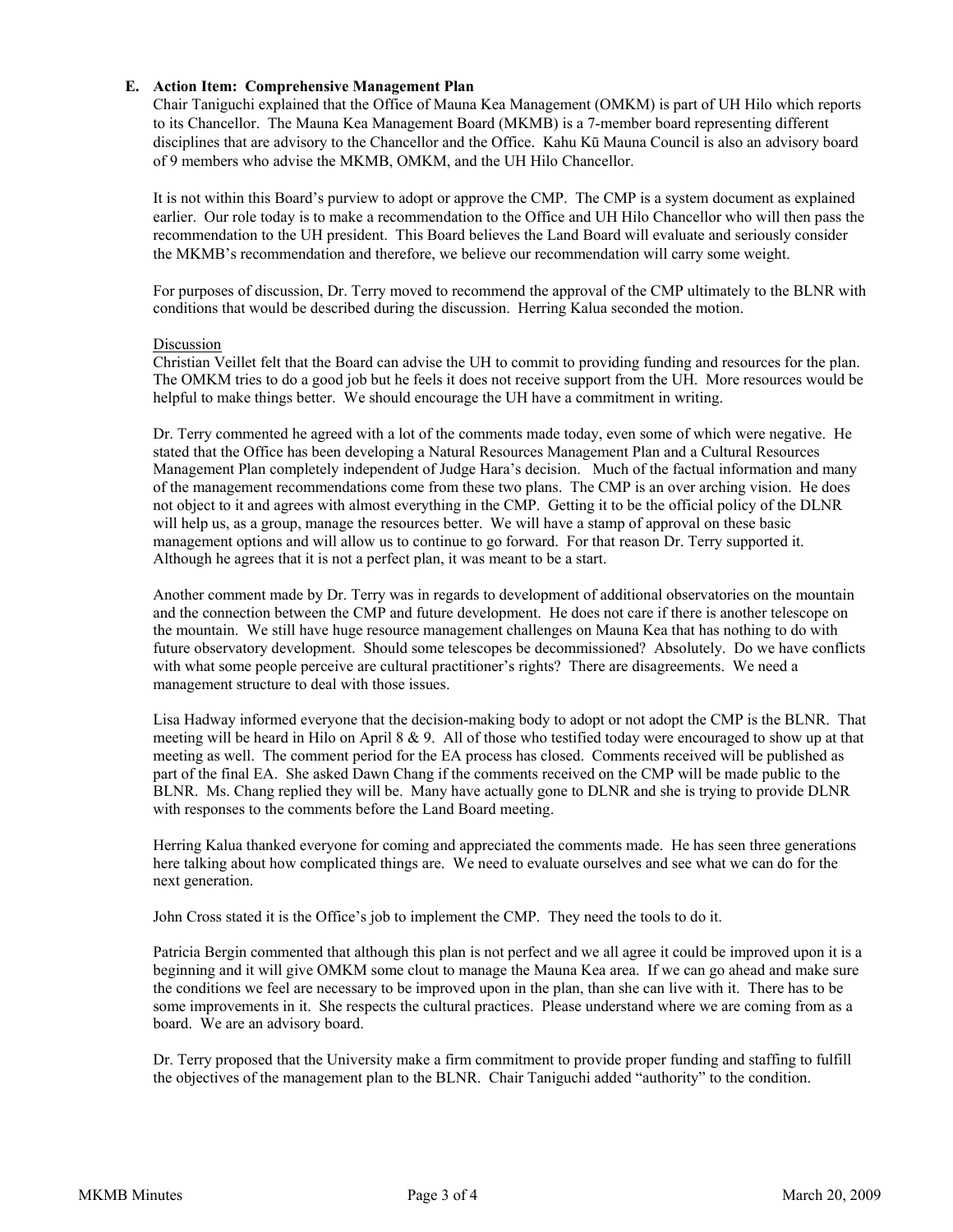**E. Action Item: Comprehensive Management Plan**

Chair Taniguchi explained that the Office of Mauna Kea Management (OMKM) is part of UH Hilo which reports to its Chancellor. The Mauna Kea Management Board (MKMB) is a 7-member board representing different disciplines that are advisory to the Chancellor and the Office. Kahu Kū Mauna Council is also an advisory board of 9 members who advise the MKMB, OMKM, and the UH Hilo Chancellor.

It is not within this Board's purview to adopt or approve the CMP. The CMP is a system document as explained earlier. Our role today is to make a recommendation to the Office and UH Hilo Chancellor who will then pass the recommendation to the UH president. This Board believes the Land Board will evaluate and seriously consider the MKMB's recommendation and therefore, we believe our recommendation will carry some weight.

For purposes of discussion, Dr. Terry moved to recommend the approval of the CMP ultimately to the BLNR with conditions that would be described during the discussion. Herring Kalua seconded the motion.

Discussion

Christian Veillet felt that the Board can advise the UH to commit to providing funding and resources for the plan. The OMKM tries to do a good job but he feels it does not receive support from the UH. More resources would be helpful to make things better. We should encourage the UH have a commitment in writing.

Dr. Terry commented he agreed with a lot of the comments made today, even some of which were negative. He stated that the Office has been developing a Natural Resources Management Plan and a Cultural Resources Management Plan completely independent of Judge Hara's decision. Much of the factual information and many of the management recommendations come from these two plans. The CMP is an over arching vision. He does not object to it and agrees with almost everything in the CMP. Getting it to be the official policy of the DLNR will help us, as a group, manage the resources better. We will have a stamp of approval on these basic management options and will allow us to continue to go forward. For that reason Dr. Terry supported it. Although he agrees that it is not a perfect plan, it was meant to be a start.

Another comment made by Dr. Terry was in regards to development of additional observatories on the mountain and the connection between the CMP and future development. He does not care if there is another telescope on the mountain. We still have huge resource management challenges on Mauna Kea that has nothing to do with future observatory development. Should some telescopes be decommissioned? Absolutely. Do we have conflicts with what some people perceive are cultural practitioner's rights? There are disagreements. We need a management structure to deal with those issues.

Lisa Hadway informed everyone that the decision-making body to adopt or not adopt the CMP is the BLNR. That meeting will be heard in Hilo on April 8 & 9. All of those who testified today were encouraged to show up at that meeting as well. The comment period for the EA process has closed. Comments received will be published as part of the final EA. She asked Dawn Chang if the comments received on the CMP will be made public to the BLNR. Ms. Chang replied they will be. Many have actually gone to DLNR and she is trying to provide DLNR with responses to the comments before the Land Board meeting.

Herring Kalua thanked everyone for coming and appreciated the comments made. He has seen three generations here talking about how complicated things are. We need to evaluate ourselves and see what we can do for the next generation.

John Cross stated it is the Office's job to implement the CMP. They need the tools to do it.

Patricia Bergin commented that although this plan is not perfect and we all agree it could be improved upon it is a beginning and it will give OMKM some clout to manage the Mauna Kea area. If we can go ahead and make sure the conditions we feel are necessary to be improved upon in the plan, than she can live with it. There has to be some improvements in it. She respects the cultural practices. Please understand where we are coming from as a board. We are an advisory board.

Dr. Terry proposed that the University make a firm commitment to provide proper funding and staffing to fulfill the objectives of the management plan to the BLNR. Chair Taniguchi added "authority" to the condition.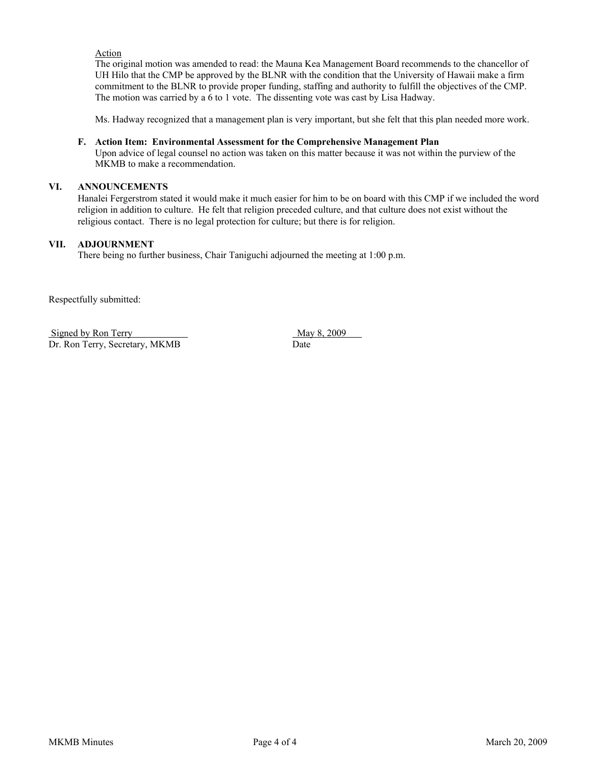Action

The original motion was amended to read: the Mauna Kea Management Board recommends to the chancellor of UH Hilo that the CMP be approved by the BLNR with the condition that the University of Hawaii make a firm commitment to the BLNR to provide proper funding, staffing and authority to fulfill the objectives of the CMP. The motion was carried by a 6 to 1 vote. The dissenting vote was cast by Lisa Hadway.

Ms. Hadway recognized that a management plan is very important, but she felt that this plan needed more work.

**F. Action Item: Environmental Assessment for the Comprehensive Management Plan**

Upon advice of legal counsel no action was taken on this matter because it was not within the purview of the MKMB to make a recommendation.

## VI. ANNOUNCEMENTS

Hanalei Fergerstrom stated it would make it much easier for him to be on board with this CMP if we included the word religion in addition to culture. He felt that religion preceded culture, and that culture does not exist without the religious contact. There is no legal protection for culture; but there is for religion.

## VII. ADJOURNMENT

There being no further business, Chair Taniguchi adjourned the meeting at 1:00 p.m.

Respectfully submitted:

Signed by Ron Terry — May 8, 2009

Dr. Ron Terry, Secretary, MKMB — Date